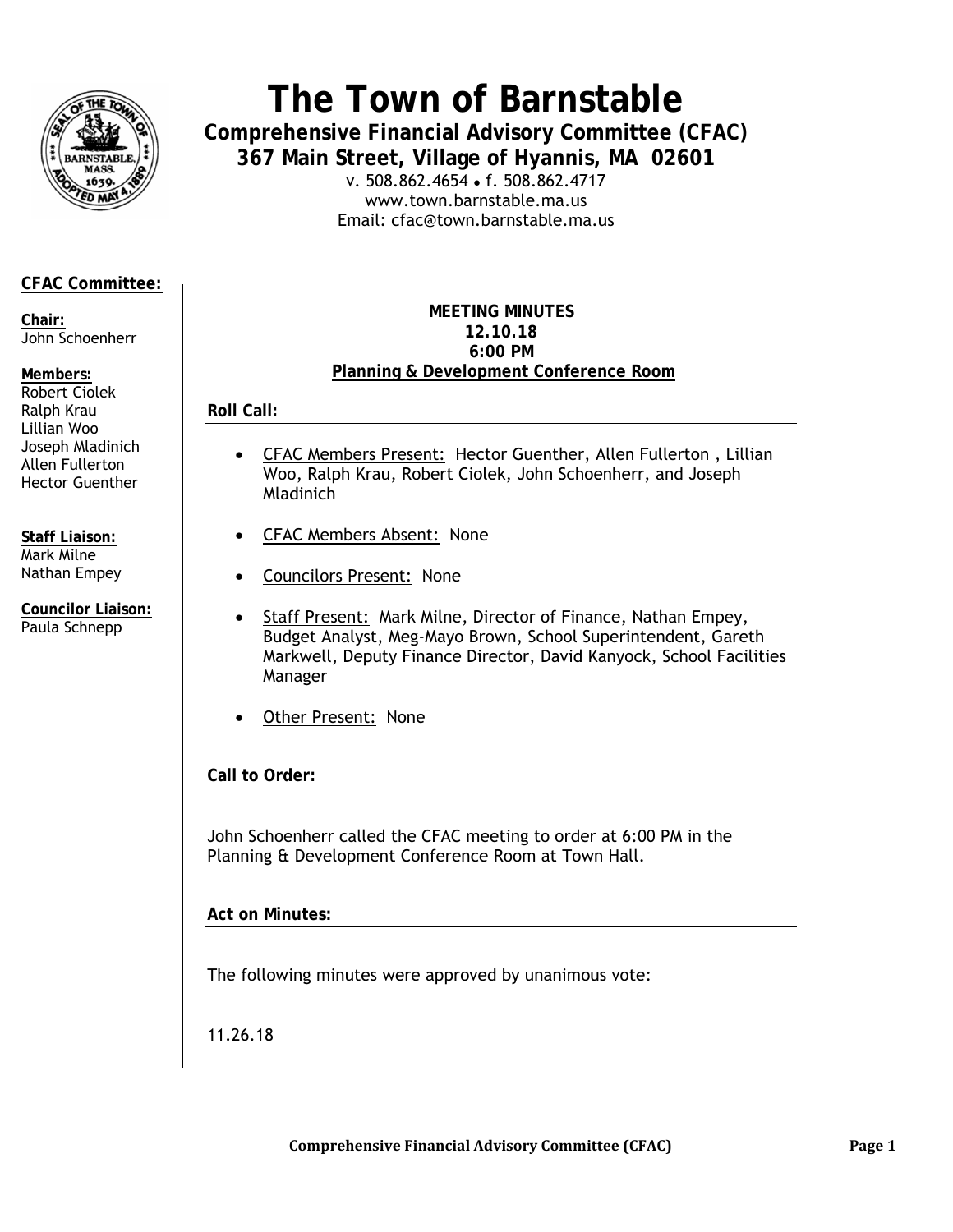# The Town of Barnstable

## Comprehensive Financial Advisory Committee (CFAC)

### 367 Main Street, Village of Hyannis, MA 02601

v. 508.862.4654 • f. 508.862.4717
www.town.barnstable.ma.us
Email: cfac@town.barnstable.ma.us

**CFAC Committee:**

**Chair:**
John Schoenherr

**Members:**
Robert Ciolek
Ralph Krau
Lillian Woo
Joseph Mladinich
Allen Fullerton
Hector Guenther

**Staff Liaison:**
Mark Milne
Nathan Empey

**Councilor Liaison:**
Paula Schnepp

**MEETING MINUTES**
**12.10.18**
**6:00 PM**
**Planning & Development Conference Room**

**Roll Call:**

- CFAC Members Present: Hector Guenther, Allen Fullerton , Lillian Woo, Ralph Krau, Robert Ciolek, John Schoenherr, and Joseph Mladinich
- CFAC Members Absent: None
- Councilors Present: None
- Staff Present: Mark Milne, Director of Finance, Nathan Empey, Budget Analyst, Meg-Mayo Brown, School Superintendent, Gareth Markwell, Deputy Finance Director, David Kanyock, School Facilities Manager
- Other Present: None

**Call to Order:**

John Schoenherr called the CFAC meeting to order at 6:00 PM in the Planning & Development Conference Room at Town Hall.

**Act on Minutes:**

The following minutes were approved by unanimous vote:

11.26.18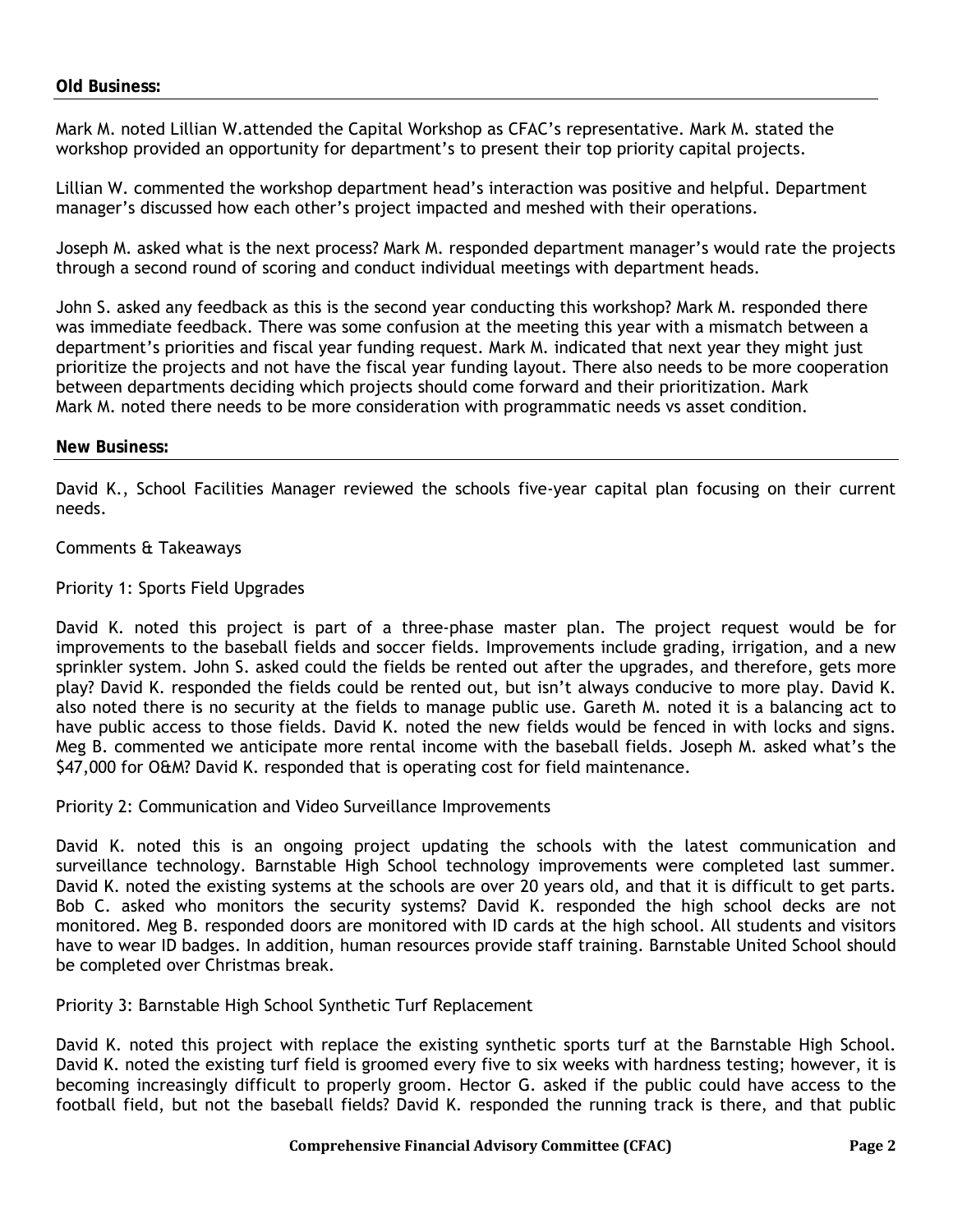**Old Business:**

Mark M. noted Lillian W.attended the Capital Workshop as CFAC's representative. Mark M. stated the workshop provided an opportunity for department's to present their top priority capital projects.

Lillian W. commented the workshop department head's interaction was positive and helpful. Department manager's discussed how each other's project impacted and meshed with their operations.

Joseph M. asked what is the next process? Mark M. responded department manager's would rate the projects through a second round of scoring and conduct individual meetings with department heads.

John S. asked any feedback as this is the second year conducting this workshop? Mark M. responded there was immediate feedback. There was some confusion at the meeting this year with a mismatch between a department's priorities and fiscal year funding request. Mark M. indicated that next year they might just prioritize the projects and not have the fiscal year funding layout. There also needs to be more cooperation between departments deciding which projects should come forward and their prioritization. Mark Mark M. noted there needs to be more consideration with programmatic needs vs asset condition.

**New Business:**

David K., School Facilities Manager reviewed the schools five-year capital plan focusing on their current needs.

Comments & Takeaways

Priority 1: Sports Field Upgrades

David K. noted this project is part of a three-phase master plan. The project request would be for improvements to the baseball fields and soccer fields. Improvements include grading, irrigation, and a new sprinkler system. John S. asked could the fields be rented out after the upgrades, and therefore, gets more play? David K. responded the fields could be rented out, but isn't always conducive to more play. David K. also noted there is no security at the fields to manage public use. Gareth M. noted it is a balancing act to have public access to those fields. David K. noted the new fields would be fenced in with locks and signs. Meg B. commented we anticipate more rental income with the baseball fields. Joseph M. asked what's the $47,000 for O&M? David K. responded that is operating cost for field maintenance.

Priority 2: Communication and Video Surveillance Improvements

David K. noted this is an ongoing project updating the schools with the latest communication and surveillance technology. Barnstable High School technology improvements were completed last summer. David K. noted the existing systems at the schools are over 20 years old, and that it is difficult to get parts. Bob C. asked who monitors the security systems? David K. responded the high school decks are not monitored. Meg B. responded doors are monitored with ID cards at the high school. All students and visitors have to wear ID badges. In addition, human resources provide staff training. Barnstable United School should be completed over Christmas break.

Priority 3: Barnstable High School Synthetic Turf Replacement

David K. noted this project with replace the existing synthetic sports turf at the Barnstable High School. David K. noted the existing turf field is groomed every five to six weeks with hardness testing; however, it is becoming increasingly difficult to properly groom. Hector G. asked if the public could have access to the football field, but not the baseball fields? David K. responded the running track is there, and that public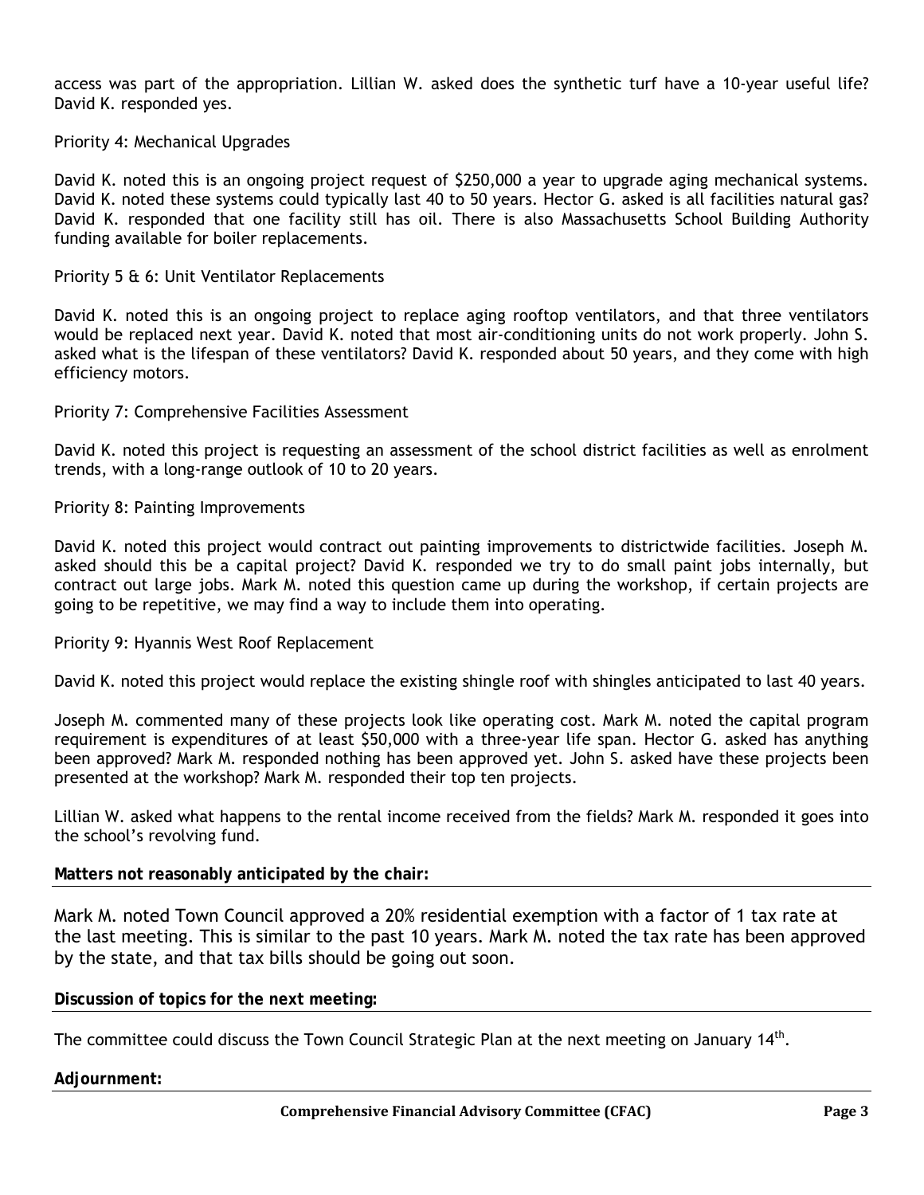access was part of the appropriation. Lillian W. asked does the synthetic turf have a 10-year useful life? David K. responded yes.

Priority 4: Mechanical Upgrades

David K. noted this is an ongoing project request of $250,000 a year to upgrade aging mechanical systems. David K. noted these systems could typically last 40 to 50 years. Hector G. asked is all facilities natural gas? David K. responded that one facility still has oil. There is also Massachusetts School Building Authority funding available for boiler replacements.

Priority 5 & 6: Unit Ventilator Replacements

David K. noted this is an ongoing project to replace aging rooftop ventilators, and that three ventilators would be replaced next year. David K. noted that most air-conditioning units do not work properly. John S. asked what is the lifespan of these ventilators? David K. responded about 50 years, and they come with high efficiency motors.

Priority 7: Comprehensive Facilities Assessment

David K. noted this project is requesting an assessment of the school district facilities as well as enrolment trends, with a long-range outlook of 10 to 20 years.

Priority 8: Painting Improvements

David K. noted this project would contract out painting improvements to districtwide facilities. Joseph M. asked should this be a capital project? David K. responded we try to do small paint jobs internally, but contract out large jobs. Mark M. noted this question came up during the workshop, if certain projects are going to be repetitive, we may find a way to include them into operating.

Priority 9: Hyannis West Roof Replacement

David K. noted this project would replace the existing shingle roof with shingles anticipated to last 40 years.

Joseph M. commented many of these projects look like operating cost. Mark M. noted the capital program requirement is expenditures of at least $50,000 with a three-year life span. Hector G. asked has anything been approved? Mark M. responded nothing has been approved yet. John S. asked have these projects been presented at the workshop? Mark M. responded their top ten projects.

Lillian W. asked what happens to the rental income received from the fields? Mark M. responded it goes into the school's revolving fund.

**Matters not reasonably anticipated by the chair:**

Mark M. noted Town Council approved a 20% residential exemption with a factor of 1 tax rate at the last meeting. This is similar to the past 10 years. Mark M. noted the tax rate has been approved by the state, and that tax bills should be going out soon.

**Discussion of topics for the next meeting:**

The committee could discuss the Town Council Strategic Plan at the next meeting on January 14th.

**Adjournment:**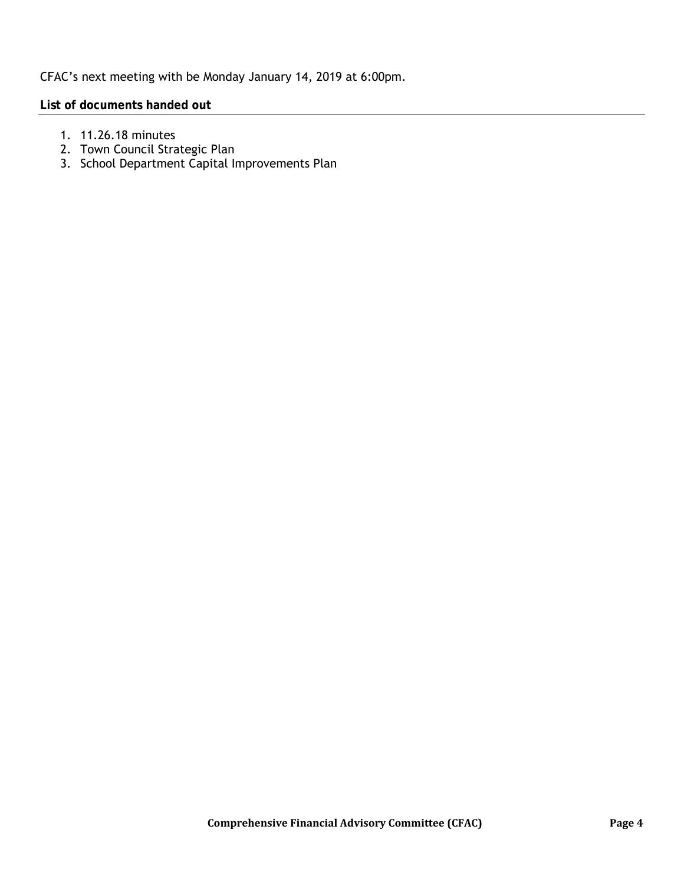CFAC's next meeting with be Monday January 14, 2019 at 6:00pm.

**List of documents handed out**

1. 11.26.18 minutes
2. Town Council Strategic Plan
3. School Department Capital Improvements Plan